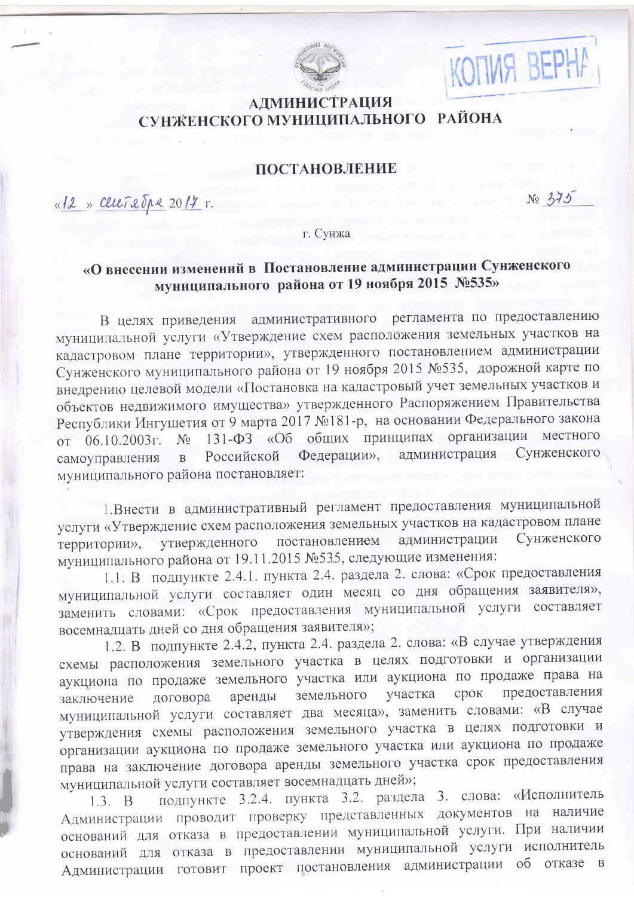КОПИЯ ВЕРНА

# АДМИНИСТРАЦИЯ СУНЖЕНСКОГО МУНИЦИПАЛЬНОГО РАЙОНА

## ПОСТАНОВЛЕНИЕ

«12» сентября 2017 г. № 375

г. Сунжа

**«О внесении изменений в Постановление администрации Сунженского муниципального района от 19 ноября 2015 №535»**

В целях приведения административного регламента по предоставлению муниципальной услуги «Утверждение схем расположения земельных участков на кадастровом плане территории», утвержденного постановлением администрации Сунженского муниципального района от 19 ноября 2015 №535, дорожной карте по внедрению целевой модели «Постановка на кадастровый учет земельных участков и объектов недвижимого имущества» утвержденного Распоряжением Правительства Республики Ингушетия от 9 марта 2017 №181-р, на основании Федерального закона от 06.10.2003г. № 131-ФЗ «Об общих принципах организации местного самоуправления в Российской Федерации», администрация Сунженского муниципального района постановляет:

1.Внести в административный регламент предоставления муниципальной услуги «Утверждение схем расположения земельных участков на кадастровом плане территории», утвержденного постановлением администрации Сунженского муниципального района от 19.11.2015 №535, следующие изменения:

1.1. В подпункте 2.4.1. пункта 2.4. раздела 2. слова: «Срок предоставления муниципальной услуги составляет один месяц со дня обращения заявителя», заменить словами: «Срок предоставления муниципальной услуги составляет восемнадцать дней со дня обращения заявителя»;

1.2. В подпункте 2.4.2, пункта 2.4. раздела 2. слова: «В случае утверждения схемы расположения земельного участка в целях подготовки и организации аукциона по продаже земельного участка или аукциона по продаже права на заключение договора аренды земельного участка срок предоставления муниципальной услуги составляет два месяца», заменить словами: «В случае утверждения схемы расположения земельного участка в целях подготовки и организации аукциона по продаже земельного участка или аукциона по продаже права на заключение договора аренды земельного участка срок предоставления муниципальной услуги составляет восемнадцать дней»;

1.3. В подпункте 3.2.4. пункта 3.2. раздела 3. слова: «Исполнитель Администрации проводит проверку представленных документов на наличие оснований для отказа в предоставлении муниципальной услуги. При наличии оснований для отказа в предоставлении муниципальной услуги исполнитель Администрации готовит проект постановления администрации об отказе в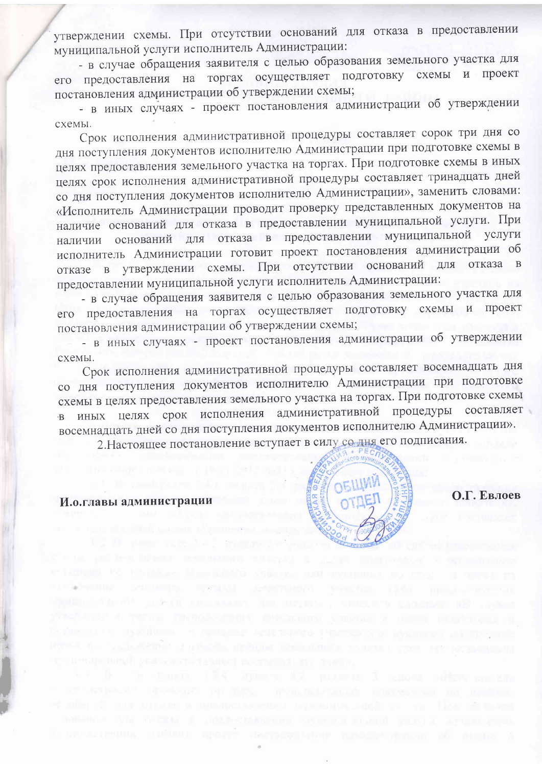утверждении схемы. При отсутствии оснований для отказа в предоставлении муниципальной услуги исполнитель Администрации:

- в случае обращения заявителя с целью образования земельного участка для его предоставления на торгах осуществляет подготовку схемы и проект постановления администрации об утверждении схемы;
- в иных случаях - проект постановления администрации об утверждении схемы.

Срок исполнения административной процедуры составляет сорок три дня со дня поступления документов исполнителю Администрации при подготовке схемы в целях предоставления земельного участка на торгах. При подготовке схемы в иных целях срок исполнения административной процедуры составляет тринадцать дней со дня поступления документов исполнителю Администрации», заменить словами: «Исполнитель Администрации проводит проверку представленных документов на наличие оснований для отказа в предоставлении муниципальной услуги. При наличии оснований для отказа в предоставлении муниципальной услуги исполнитель Администрации готовит проект постановления администрации об отказе в утверждении схемы. При отсутствии оснований для отказа в предоставлении муниципальной услуги исполнитель Администрации:

- в случае обращения заявителя с целью образования земельного участка для его предоставления на торгах осуществляет подготовку схемы и проект постановления администрации об утверждении схемы;
- в иных случаях - проект постановления администрации об утверждении схемы.

Срок исполнения административной процедуры составляет восемнадцать дня со дня поступления документов исполнителю Администрации при подготовке схемы в целях предоставления земельного участка на торгах. При подготовке схемы в иных целях срок исполнения административной процедуры составляет восемнадцать дней со дня поступления документов исполнителю Администрации».

2.Настоящее постановление вступает в силу со дня его подписания.

**И.о.главы администрации** **О.Г. Евлоев**